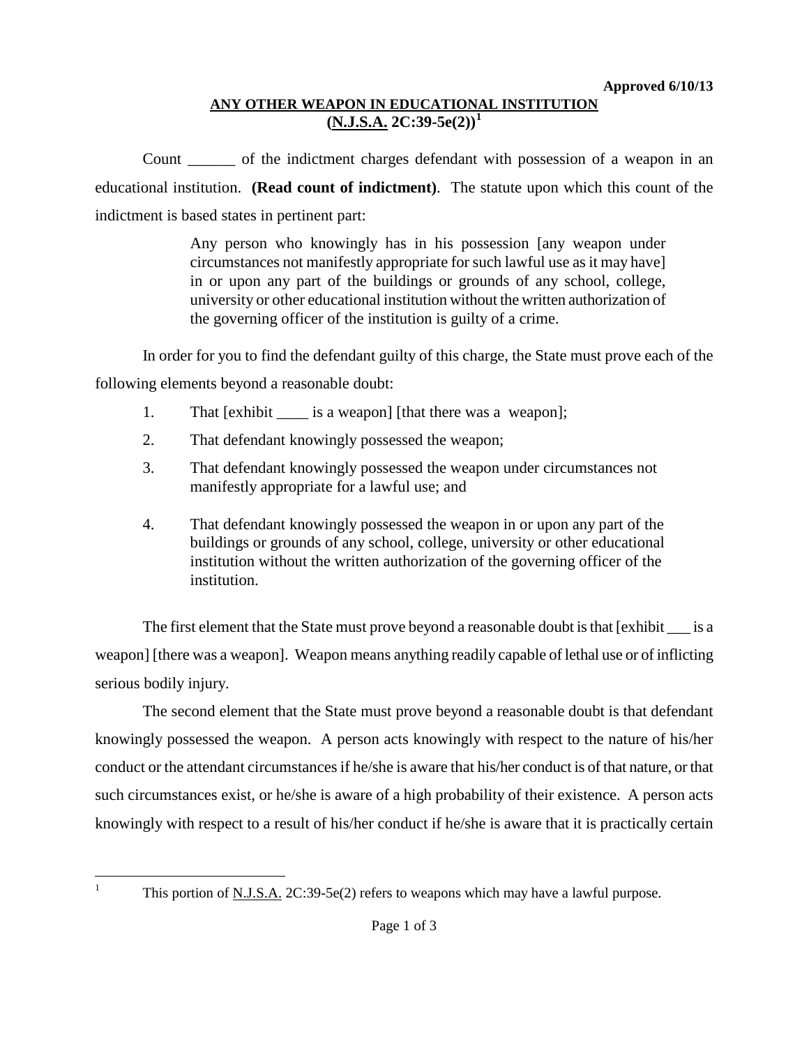**Approved 6/10/13**

## ANY OTHER WEAPON IN EDUCATIONAL INSTITUTION (N.J.S.A. 2C:39-5e(2))[1]

Count ______ of the indictment charges defendant with possession of a weapon in an educational institution. **(Read count of indictment)**. The statute upon which this count of the indictment is based states in pertinent part:

> Any person who knowingly has in his possession [any weapon under circumstances not manifestly appropriate for such lawful use as it may have] in or upon any part of the buildings or grounds of any school, college, university or other educational institution without the written authorization of the governing officer of the institution is guilty of a crime.

In order for you to find the defendant guilty of this charge, the State must prove each of the following elements beyond a reasonable doubt:

1. That [exhibit ____ is a weapon] [that there was a weapon];
2. That defendant knowingly possessed the weapon;
3. That defendant knowingly possessed the weapon under circumstances not manifestly appropriate for a lawful use; and
4. That defendant knowingly possessed the weapon in or upon any part of the buildings or grounds of any school, college, university or other educational institution without the written authorization of the governing officer of the institution.

The first element that the State must prove beyond a reasonable doubt is that [exhibit ___ is a weapon] [there was a weapon]. Weapon means anything readily capable of lethal use or of inflicting serious bodily injury.

The second element that the State must prove beyond a reasonable doubt is that defendant knowingly possessed the weapon. A person acts knowingly with respect to the nature of his/her conduct or the attendant circumstances if he/she is aware that his/her conduct is of that nature, or that such circumstances exist, or he/she is aware of a high probability of their existence. A person acts knowingly with respect to a result of his/her conduct if he/she is aware that it is practically certain

---

[1] This portion of N.J.S.A. 2C:39-5e(2) refers to weapons which may have a lawful purpose.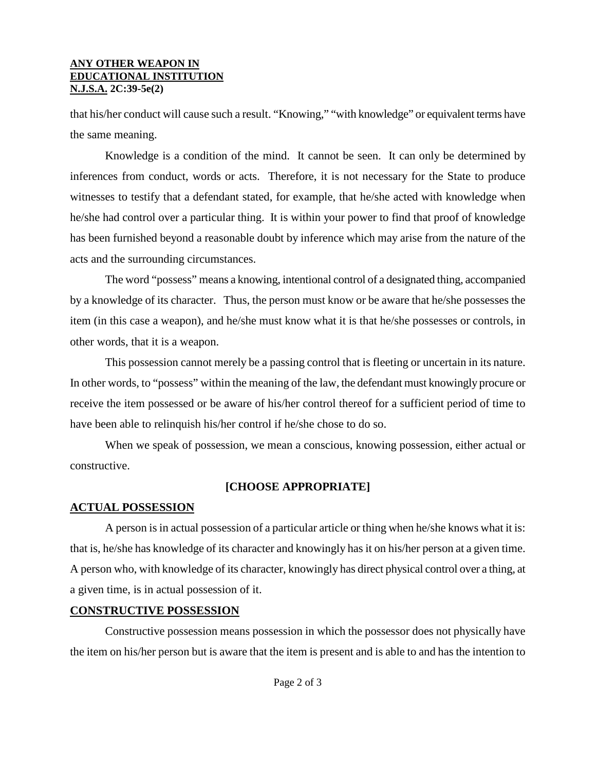that his/her conduct will cause such a result. "Knowing," "with knowledge" or equivalent terms have the same meaning.

Knowledge is a condition of the mind. It cannot be seen. It can only be determined by inferences from conduct, words or acts. Therefore, it is not necessary for the State to produce witnesses to testify that a defendant stated, for example, that he/she acted with knowledge when he/she had control over a particular thing. It is within your power to find that proof of knowledge has been furnished beyond a reasonable doubt by inference which may arise from the nature of the acts and the surrounding circumstances.

The word "possess" means a knowing, intentional control of a designated thing, accompanied by a knowledge of its character. Thus, the person must know or be aware that he/she possesses the item (in this case a weapon), and he/she must know what it is that he/she possesses or controls, in other words, that it is a weapon.

This possession cannot merely be a passing control that is fleeting or uncertain in its nature. In other words, to "possess" within the meaning of the law, the defendant must knowingly procure or receive the item possessed or be aware of his/her control thereof for a sufficient period of time to have been able to relinquish his/her control if he/she chose to do so.

When we speak of possession, we mean a conscious, knowing possession, either actual or constructive.

**[CHOOSE APPROPRIATE]**

**ACTUAL POSSESSION**

A person is in actual possession of a particular article or thing when he/she knows what it is: that is, he/she has knowledge of its character and knowingly has it on his/her person at a given time. A person who, with knowledge of its character, knowingly has direct physical control over a thing, at a given time, is in actual possession of it.

**CONSTRUCTIVE POSSESSION**

Constructive possession means possession in which the possessor does not physically have the item on his/her person but is aware that the item is present and is able to and has the intention to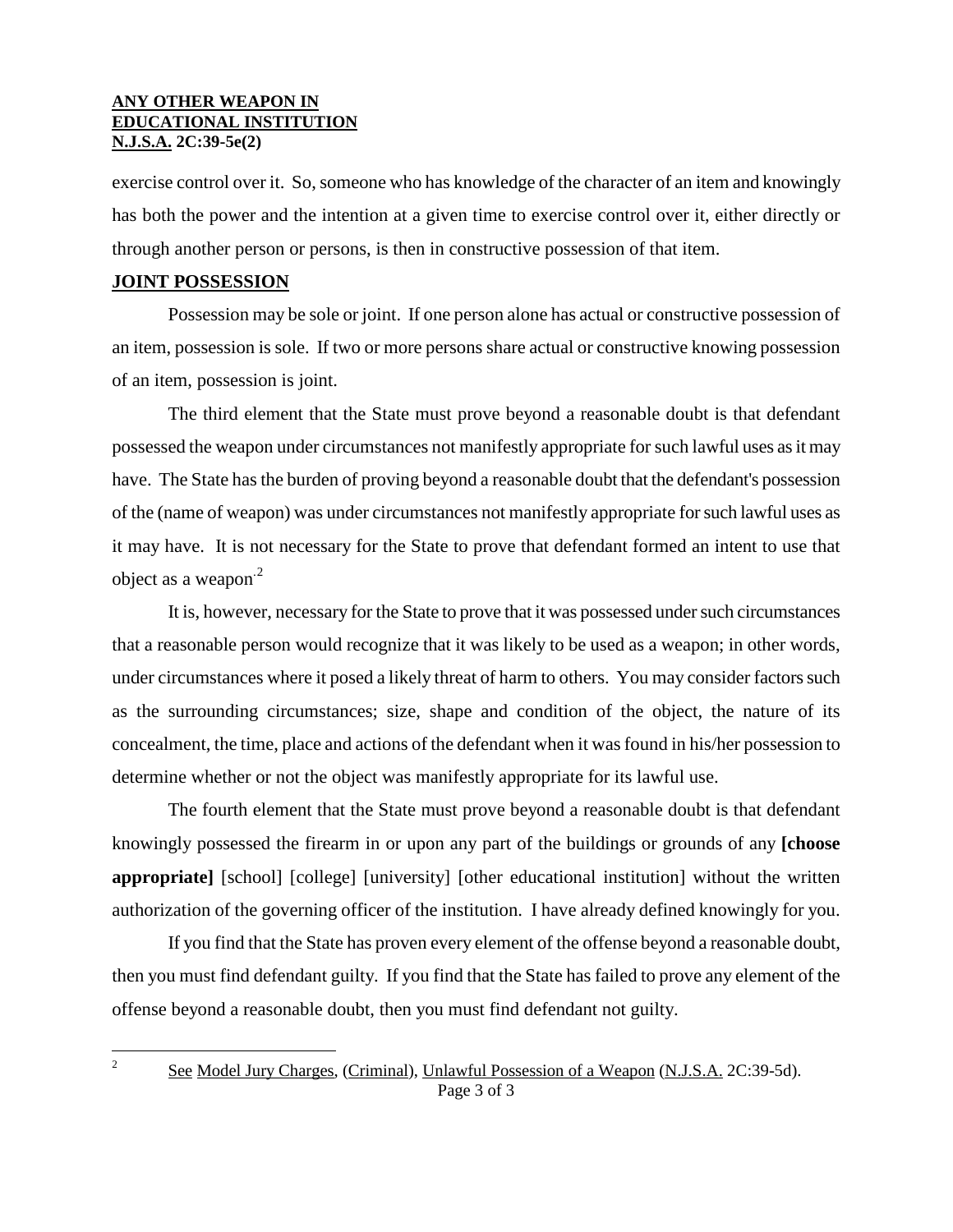exercise control over it. So, someone who has knowledge of the character of an item and knowingly has both the power and the intention at a given time to exercise control over it, either directly or through another person or persons, is then in constructive possession of that item.

## JOINT POSSESSION

Possession may be sole or joint. If one person alone has actual or constructive possession of an item, possession is sole. If two or more persons share actual or constructive knowing possession of an item, possession is joint.

The third element that the State must prove beyond a reasonable doubt is that defendant possessed the weapon under circumstances not manifestly appropriate for such lawful uses as it may have. The State has the burden of proving beyond a reasonable doubt that the defendant's possession of the (name of weapon) was under circumstances not manifestly appropriate for such lawful uses as it may have. It is not necessary for the State to prove that defendant formed an intent to use that object as a weapon.[2]

It is, however, necessary for the State to prove that it was possessed under such circumstances that a reasonable person would recognize that it was likely to be used as a weapon; in other words, under circumstances where it posed a likely threat of harm to others. You may consider factors such as the surrounding circumstances; size, shape and condition of the object, the nature of its concealment, the time, place and actions of the defendant when it was found in his/her possession to determine whether or not the object was manifestly appropriate for its lawful use.

The fourth element that the State must prove beyond a reasonable doubt is that defendant knowingly possessed the firearm in or upon any part of the buildings or grounds of any **[choose appropriate]** [school] [college] [university] [other educational institution] without the written authorization of the governing officer of the institution. I have already defined knowingly for you.

If you find that the State has proven every element of the offense beyond a reasonable doubt, then you must find defendant guilty. If you find that the State has failed to prove any element of the offense beyond a reasonable doubt, then you must find defendant not guilty.

---

[2] See Model Jury Charges, (Criminal), Unlawful Possession of a Weapon (N.J.S.A. 2C:39-5d).